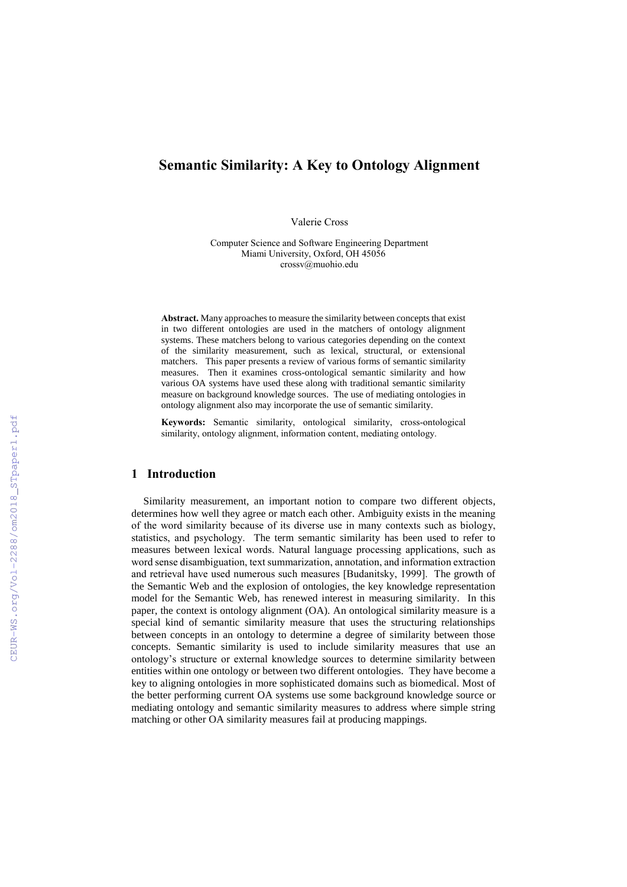# Semantic Similarity: A Key to Ontology Alignment

Valerie Cross

Computer Science and Software Engineering Department
Miami University, Oxford, OH 45056
crossv@muohio.edu

**Abstract.** Many approaches to measure the similarity between concepts that exist in two different ontologies are used in the matchers of ontology alignment systems. These matchers belong to various categories depending on the context of the similarity measurement, such as lexical, structural, or extensional matchers. This paper presents a review of various forms of semantic similarity measures. Then it examines cross-ontological semantic similarity and how various OA systems have used these along with traditional semantic similarity measure on background knowledge sources. The use of mediating ontologies in ontology alignment also may incorporate the use of semantic similarity.

**Keywords:** Semantic similarity, ontological similarity, cross-ontological similarity, ontology alignment, information content, mediating ontology.

## 1 Introduction

Similarity measurement, an important notion to compare two different objects, determines how well they agree or match each other. Ambiguity exists in the meaning of the word similarity because of its diverse use in many contexts such as biology, statistics, and psychology. The term semantic similarity has been used to refer to measures between lexical words. Natural language processing applications, such as word sense disambiguation, text summarization, annotation, and information extraction and retrieval have used numerous such measures [Budanitsky, 1999]. The growth of the Semantic Web and the explosion of ontologies, the key knowledge representation model for the Semantic Web, has renewed interest in measuring similarity. In this paper, the context is ontology alignment (OA). An ontological similarity measure is a special kind of semantic similarity measure that uses the structuring relationships between concepts in an ontology to determine a degree of similarity between those concepts. Semantic similarity is used to include similarity measures that use an ontology's structure or external knowledge sources to determine similarity between entities within one ontology or between two different ontologies. They have become a key to aligning ontologies in more sophisticated domains such as biomedical. Most of the better performing current OA systems use some background knowledge source or mediating ontology and semantic similarity measures to address where simple string matching or other OA similarity measures fail at producing mappings.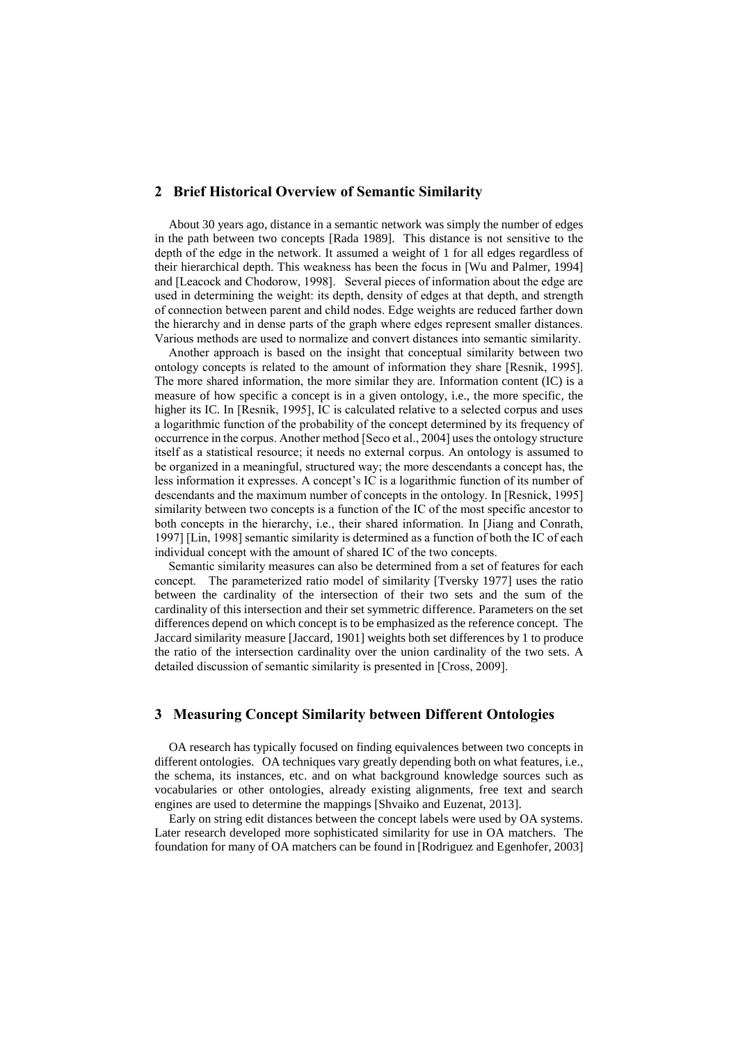## 2 Brief Historical Overview of Semantic Similarity

About 30 years ago, distance in a semantic network was simply the number of edges in the path between two concepts [Rada 1989]. This distance is not sensitive to the depth of the edge in the network. It assumed a weight of 1 for all edges regardless of their hierarchical depth. This weakness has been the focus in [Wu and Palmer, 1994] and [Leacock and Chodorow, 1998]. Several pieces of information about the edge are used in determining the weight: its depth, density of edges at that depth, and strength of connection between parent and child nodes. Edge weights are reduced farther down the hierarchy and in dense parts of the graph where edges represent smaller distances. Various methods are used to normalize and convert distances into semantic similarity.

Another approach is based on the insight that conceptual similarity between two ontology concepts is related to the amount of information they share [Resnik, 1995]. The more shared information, the more similar they are. Information content (IC) is a measure of how specific a concept is in a given ontology, i.e., the more specific, the higher its IC. In [Resnik, 1995], IC is calculated relative to a selected corpus and uses a logarithmic function of the probability of the concept determined by its frequency of occurrence in the corpus. Another method [Seco et al., 2004] uses the ontology structure itself as a statistical resource; it needs no external corpus. An ontology is assumed to be organized in a meaningful, structured way; the more descendants a concept has, the less information it expresses. A concept's IC is a logarithmic function of its number of descendants and the maximum number of concepts in the ontology. In [Resnick, 1995] similarity between two concepts is a function of the IC of the most specific ancestor to both concepts in the hierarchy, i.e., their shared information. In [Jiang and Conrath, 1997] [Lin, 1998] semantic similarity is determined as a function of both the IC of each individual concept with the amount of shared IC of the two concepts.

Semantic similarity measures can also be determined from a set of features for each concept. The parameterized ratio model of similarity [Tversky 1977] uses the ratio between the cardinality of the intersection of their two sets and the sum of the cardinality of this intersection and their set symmetric difference. Parameters on the set differences depend on which concept is to be emphasized as the reference concept. The Jaccard similarity measure [Jaccard, 1901] weights both set differences by 1 to produce the ratio of the intersection cardinality over the union cardinality of the two sets. A detailed discussion of semantic similarity is presented in [Cross, 2009].

## 3 Measuring Concept Similarity between Different Ontologies

OA research has typically focused on finding equivalences between two concepts in different ontologies. OA techniques vary greatly depending both on what features, i.e., the schema, its instances, etc. and on what background knowledge sources such as vocabularies or other ontologies, already existing alignments, free text and search engines are used to determine the mappings [Shvaiko and Euzenat, 2013].

Early on string edit distances between the concept labels were used by OA systems. Later research developed more sophisticated similarity for use in OA matchers. The foundation for many of OA matchers can be found in [Rodriguez and Egenhofer, 2003]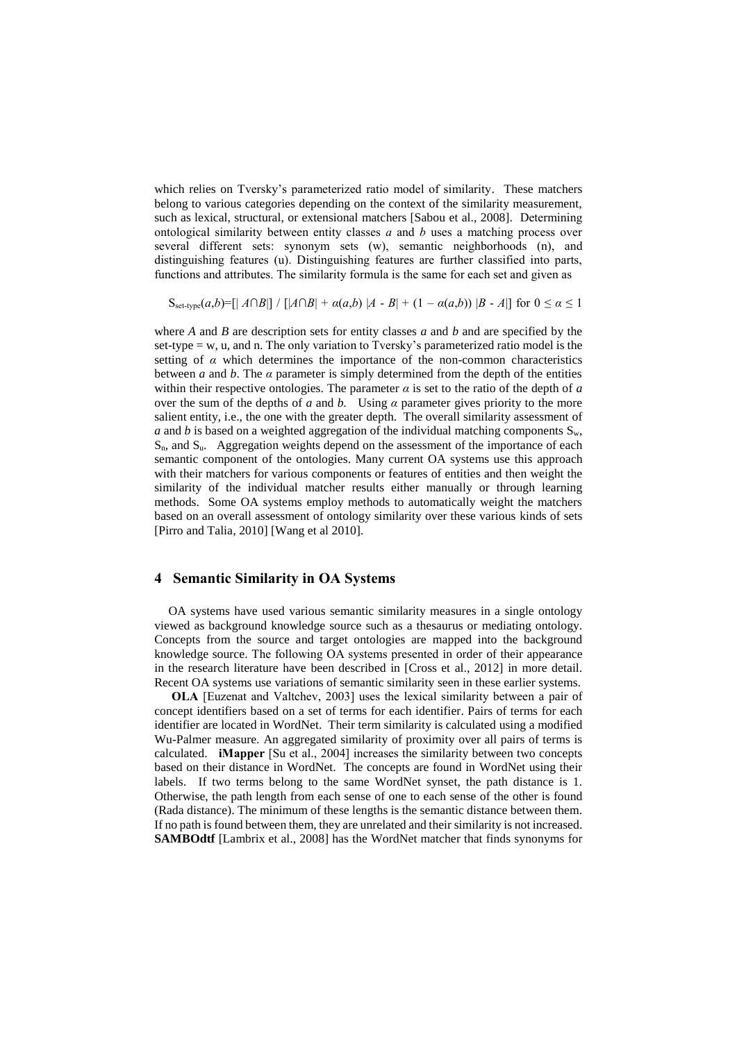which relies on Tversky's parameterized ratio model of similarity. These matchers belong to various categories depending on the context of the similarity measurement, such as lexical, structural, or extensional matchers [Sabou et al., 2008]. Determining ontological similarity between entity classes *a* and *b* uses a matching process over several different sets: synonym sets (w), semantic neighborhoods (n), and distinguishing features (u). Distinguishing features are further classified into parts, functions and attributes. The similarity formula is the same for each set and given as

$$S_{set\text{-}type}(a,b)=[|A \cap B|] \, / \, [|A \cap B| + \alpha(a,b)\,|A - B| + (1 - \alpha(a,b))\,|B - A|] \text{ for } 0 \leq \alpha \leq 1$$

where *A* and *B* are description sets for entity classes *a* and *b* and are specified by the set-type = w, u, and n. The only variation to Tversky's parameterized ratio model is the setting of $\alpha$ which determines the importance of the non-common characteristics between *a* and *b*. The $\alpha$ parameter is simply determined from the depth of the entities within their respective ontologies. The parameter $\alpha$ is set to the ratio of the depth of *a* over the sum of the depths of *a* and *b*. Using $\alpha$ parameter gives priority to the more salient entity, i.e., the one with the greater depth. The overall similarity assessment of *a* and *b* is based on a weighted aggregation of the individual matching components $S_w$, $S_n$, and $S_u$. Aggregation weights depend on the assessment of the importance of each semantic component of the ontologies. Many current OA systems use this approach with their matchers for various components or features of entities and then weight the similarity of the individual matcher results either manually or through learning methods. Some OA systems employ methods to automatically weight the matchers based on an overall assessment of ontology similarity over these various kinds of sets [Pirro and Talia, 2010] [Wang et al 2010].

## 4 Semantic Similarity in OA Systems

OA systems have used various semantic similarity measures in a single ontology viewed as background knowledge source such as a thesaurus or mediating ontology. Concepts from the source and target ontologies are mapped into the background knowledge source. The following OA systems presented in order of their appearance in the research literature have been described in [Cross et al., 2012] in more detail. Recent OA systems use variations of semantic similarity seen in these earlier systems.

**OLA** [Euzenat and Valtchev, 2003] uses the lexical similarity between a pair of concept identifiers based on a set of terms for each identifier. Pairs of terms for each identifier are located in WordNet. Their term similarity is calculated using a modified Wu-Palmer measure. An aggregated similarity of proximity over all pairs of terms is calculated. **iMapper** [Su et al., 2004] increases the similarity between two concepts based on their distance in WordNet. The concepts are found in WordNet using their labels. If two terms belong to the same WordNet synset, the path distance is 1. Otherwise, the path length from each sense of one to each sense of the other is found (Rada distance). The minimum of these lengths is the semantic distance between them. If no path is found between them, they are unrelated and their similarity is not increased. **SAMBOdtf** [Lambrix et al., 2008] has the WordNet matcher that finds synonyms for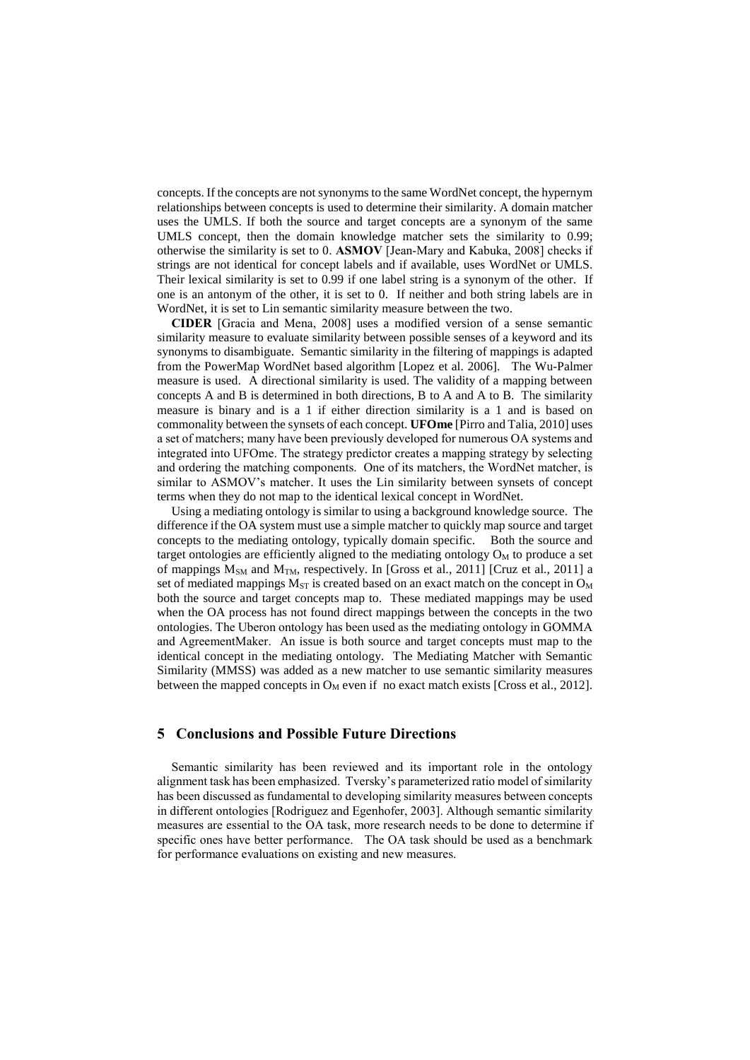concepts. If the concepts are not synonyms to the same WordNet concept, the hypernym relationships between concepts is used to determine their similarity. A domain matcher uses the UMLS. If both the source and target concepts are a synonym of the same UMLS concept, then the domain knowledge matcher sets the similarity to 0.99; otherwise the similarity is set to 0. **ASMOV** [Jean-Mary and Kabuka, 2008] checks if strings are not identical for concept labels and if available, uses WordNet or UMLS. Their lexical similarity is set to 0.99 if one label string is a synonym of the other. If one is an antonym of the other, it is set to 0. If neither and both string labels are in WordNet, it is set to Lin semantic similarity measure between the two.

**CIDER** [Gracia and Mena, 2008] uses a modified version of a sense semantic similarity measure to evaluate similarity between possible senses of a keyword and its synonyms to disambiguate. Semantic similarity in the filtering of mappings is adapted from the PowerMap WordNet based algorithm [Lopez et al. 2006]. The Wu-Palmer measure is used. A directional similarity is used. The validity of a mapping between concepts A and B is determined in both directions, B to A and A to B. The similarity measure is binary and is a 1 if either direction similarity is a 1 and is based on commonality between the synsets of each concept. **UFOme** [Pirro and Talia, 2010] uses a set of matchers; many have been previously developed for numerous OA systems and integrated into UFOme. The strategy predictor creates a mapping strategy by selecting and ordering the matching components. One of its matchers, the WordNet matcher, is similar to ASMOV's matcher. It uses the Lin similarity between synsets of concept terms when they do not map to the identical lexical concept in WordNet.

Using a mediating ontology is similar to using a background knowledge source. The difference if the OA system must use a simple matcher to quickly map source and target concepts to the mediating ontology, typically domain specific. Both the source and target ontologies are efficiently aligned to the mediating ontology $O_M$ to produce a set of mappings $M_{SM}$ and $M_{TM}$, respectively. In [Gross et al., 2011] [Cruz et al., 2011] a set of mediated mappings $M_{ST}$ is created based on an exact match on the concept in $O_M$ both the source and target concepts map to. These mediated mappings may be used when the OA process has not found direct mappings between the concepts in the two ontologies. The Uberon ontology has been used as the mediating ontology in GOMMA and AgreementMaker. An issue is both source and target concepts must map to the identical concept in the mediating ontology. The Mediating Matcher with Semantic Similarity (MMSS) was added as a new matcher to use semantic similarity measures between the mapped concepts in $O_M$ even if no exact match exists [Cross et al., 2012].

## 5 Conclusions and Possible Future Directions

Semantic similarity has been reviewed and its important role in the ontology alignment task has been emphasized. Tversky's parameterized ratio model of similarity has been discussed as fundamental to developing similarity measures between concepts in different ontologies [Rodriguez and Egenhofer, 2003]. Although semantic similarity measures are essential to the OA task, more research needs to be done to determine if specific ones have better performance. The OA task should be used as a benchmark for performance evaluations on existing and new measures.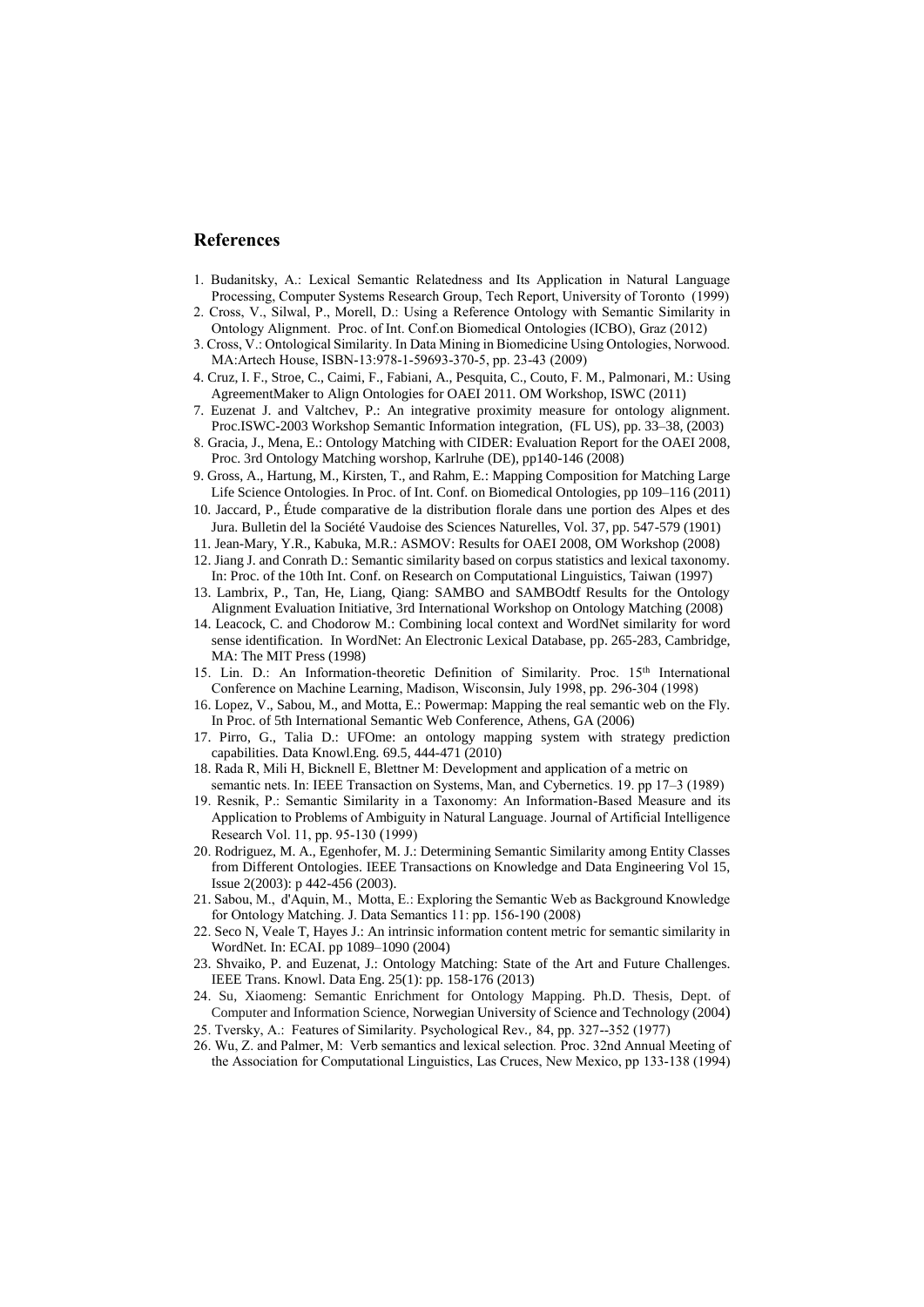## References

1. Budanitsky, A.: Lexical Semantic Relatedness and Its Application in Natural Language Processing, Computer Systems Research Group, Tech Report, University of Toronto (1999)
2. Cross, V., Silwal, P., Morell, D.: Using a Reference Ontology with Semantic Similarity in Ontology Alignment. Proc. of Int. Conf.on Biomedical Ontologies (ICBO), Graz (2012)
3. Cross, V.: Ontological Similarity. In Data Mining in Biomedicine Using Ontologies, Norwood. MA:Artech House, ISBN-13:978-1-59693-370-5, pp. 23-43 (2009)
4. Cruz, I. F., Stroe, C., Caimi, F., Fabiani, A., Pesquita, C., Couto, F. M., Palmonari, M.: Using AgreementMaker to Align Ontologies for OAEI 2011. OM Workshop, ISWC (2011)
7. Euzenat J. and Valtchev, P.: An integrative proximity measure for ontology alignment. Proc.ISWC-2003 Workshop Semantic Information integration, (FL US), pp. 33–38, (2003)
8. Gracia, J., Mena, E.: Ontology Matching with CIDER: Evaluation Report for the OAEI 2008, Proc. 3rd Ontology Matching worshop, Karlruhe (DE), pp140-146 (2008)
9. Gross, A., Hartung, M., Kirsten, T., and Rahm, E.: Mapping Composition for Matching Large Life Science Ontologies. In Proc. of Int. Conf. on Biomedical Ontologies, pp 109–116 (2011)
10. Jaccard, P., Étude comparative de la distribution florale dans une portion des Alpes et des Jura. Bulletin del la Société Vaudoise des Sciences Naturelles, Vol. 37, pp. 547-579 (1901)
11. Jean-Mary, Y.R., Kabuka, M.R.: ASMOV: Results for OAEI 2008, OM Workshop (2008)
12. Jiang J. and Conrath D.: Semantic similarity based on corpus statistics and lexical taxonomy. In: Proc. of the 10th Int. Conf. on Research on Computational Linguistics, Taiwan (1997)
13. Lambrix, P., Tan, He, Liang, Qiang: SAMBO and SAMBOdtf Results for the Ontology Alignment Evaluation Initiative, 3rd International Workshop on Ontology Matching (2008)
14. Leacock, C. and Chodorow M.: Combining local context and WordNet similarity for word sense identification. In WordNet: An Electronic Lexical Database, pp. 265-283, Cambridge, MA: The MIT Press (1998)
15. Lin. D.: An Information-theoretic Definition of Similarity. Proc. 15th International Conference on Machine Learning, Madison, Wisconsin, July 1998, pp. 296-304 (1998)
16. Lopez, V., Sabou, M., and Motta, E.: Powermap: Mapping the real semantic web on the Fly. In Proc. of 5th International Semantic Web Conference, Athens, GA (2006)
17. Pirro, G., Talia D.: UFOme: an ontology mapping system with strategy prediction capabilities. Data Knowl.Eng. 69.5, 444-471 (2010)
18. Rada R, Mili H, Bicknell E, Blettner M: Development and application of a metric on semantic nets. In: IEEE Transaction on Systems, Man, and Cybernetics. 19. pp 17–3 (1989)
19. Resnik, P.: Semantic Similarity in a Taxonomy: An Information-Based Measure and its Application to Problems of Ambiguity in Natural Language. Journal of Artificial Intelligence Research Vol. 11, pp. 95-130 (1999)
20. Rodriguez, M. A., Egenhofer, M. J.: Determining Semantic Similarity among Entity Classes from Different Ontologies. IEEE Transactions on Knowledge and Data Engineering Vol 15, Issue 2(2003): p 442-456 (2003).
21. Sabou, M., d'Aquin, M., Motta, E.: Exploring the Semantic Web as Background Knowledge for Ontology Matching. J. Data Semantics 11: pp. 156-190 (2008)
22. Seco N, Veale T, Hayes J.: An intrinsic information content metric for semantic similarity in WordNet. In: ECAI. pp 1089–1090 (2004)
23. Shvaiko, P. and Euzenat, J.: Ontology Matching: State of the Art and Future Challenges. IEEE Trans. Knowl. Data Eng. 25(1): pp. 158-176 (2013)
24. Su, Xiaomeng: Semantic Enrichment for Ontology Mapping. Ph.D. Thesis, Dept. of Computer and Information Science, Norwegian University of Science and Technology (2004)
25. Tversky, A.: Features of Similarity. Psychological Rev., 84, pp. 327--352 (1977)
26. Wu, Z. and Palmer, M: Verb semantics and lexical selection. Proc. 32nd Annual Meeting of the Association for Computational Linguistics, Las Cruces, New Mexico, pp 133-138 (1994)